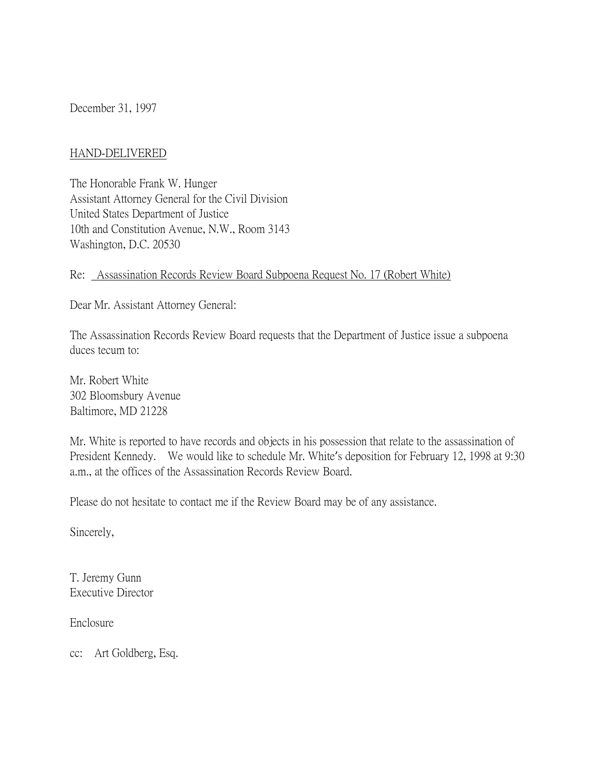December 31, 1997

HAND-DELIVERED

The Honorable Frank W. Hunger
Assistant Attorney General for the Civil Division
United States Department of Justice
10th and Constitution Avenue, N.W., Room 3143
Washington, D.C. 20530

Re: Assassination Records Review Board Subpoena Request No. 17 (Robert White)

Dear Mr. Assistant Attorney General:

The Assassination Records Review Board requests that the Department of Justice issue a subpoena duces tecum to:

Mr. Robert White
302 Bloomsbury Avenue
Baltimore, MD 21228

Mr. White is reported to have records and objects in his possession that relate to the assassination of President Kennedy. We would like to schedule Mr. White's deposition for February 12, 1998 at 9:30 a.m., at the offices of the Assassination Records Review Board.

Please do not hesitate to contact me if the Review Board may be of any assistance.

Sincerely,

T. Jeremy Gunn
Executive Director

Enclosure

cc: Art Goldberg, Esq.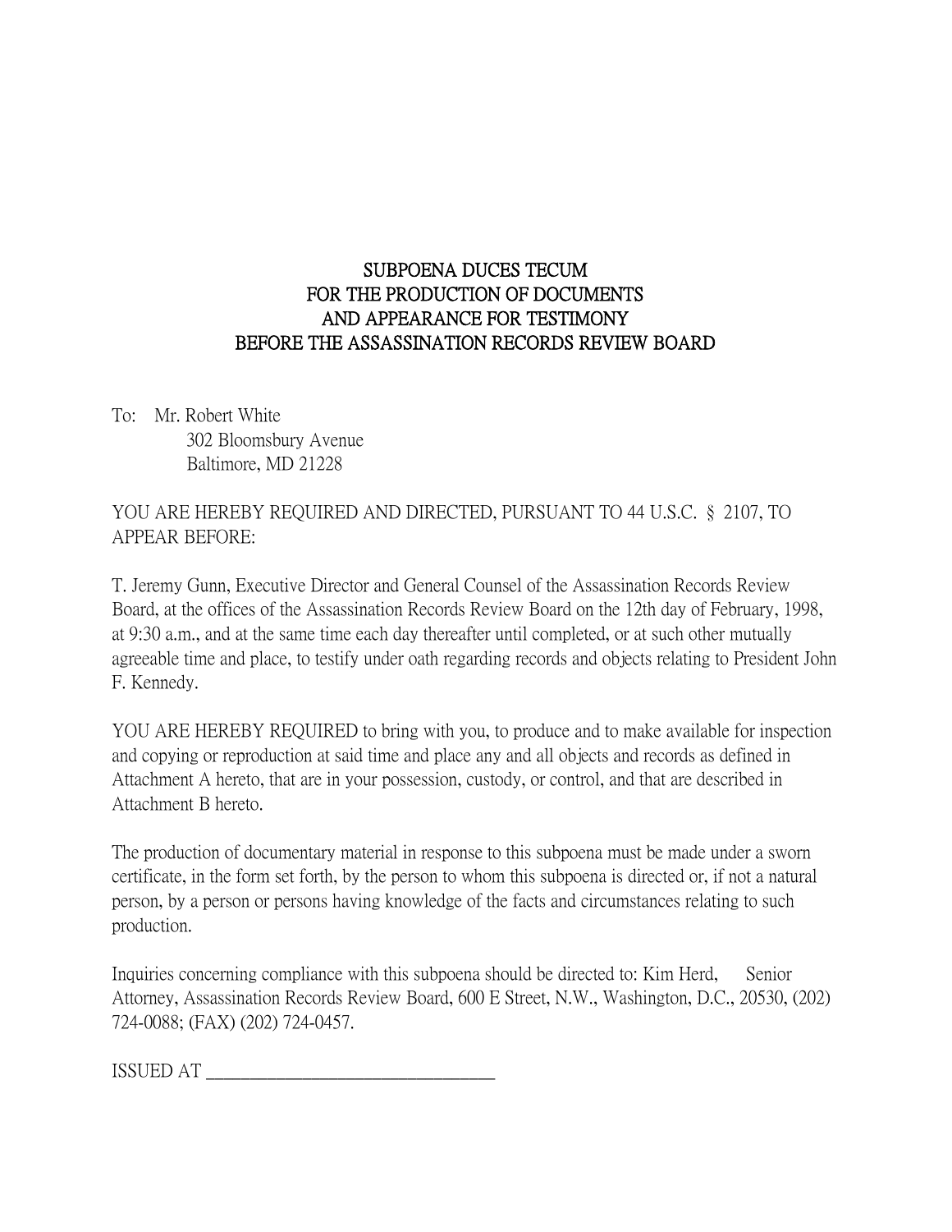# SUBPOENA DUCES TECUM
# FOR THE PRODUCTION OF DOCUMENTS
# AND APPEARANCE FOR TESTIMONY
# BEFORE THE ASSASSINATION RECORDS REVIEW BOARD

To: Mr. Robert White
302 Bloomsbury Avenue
Baltimore, MD 21228

YOU ARE HEREBY REQUIRED AND DIRECTED, PURSUANT TO 44 U.S.C. § 2107, TO APPEAR BEFORE:

T. Jeremy Gunn, Executive Director and General Counsel of the Assassination Records Review Board, at the offices of the Assassination Records Review Board on the 12th day of February, 1998, at 9:30 a.m., and at the same time each day thereafter until completed, or at such other mutually agreeable time and place, to testify under oath regarding records and objects relating to President John F. Kennedy.

YOU ARE HEREBY REQUIRED to bring with you, to produce and to make available for inspection and copying or reproduction at said time and place any and all objects and records as defined in Attachment A hereto, that are in your possession, custody, or control, and that are described in Attachment B hereto.

The production of documentary material in response to this subpoena must be made under a sworn certificate, in the form set forth, by the person to whom this subpoena is directed or, if not a natural person, by a person or persons having knowledge of the facts and circumstances relating to such production.

Inquiries concerning compliance with this subpoena should be directed to: Kim Herd, Senior Attorney, Assassination Records Review Board, 600 E Street, N.W., Washington, D.C., 20530, (202) 724-0088; (FAX) (202) 724-0457.

ISSUED AT ______________________________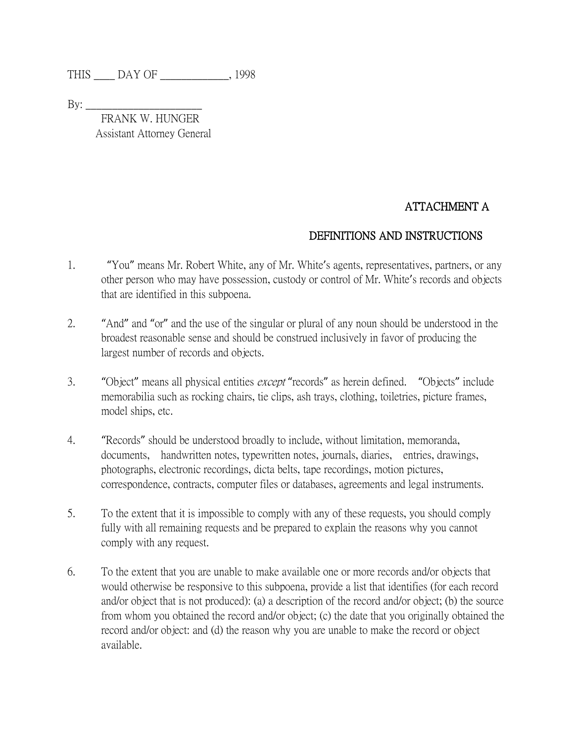THIS ____ DAY OF _____________, 1998

By: ______________________

FRANK W. HUNGER
Assistant Attorney General

## ATTACHMENT A

## DEFINITIONS AND INSTRUCTIONS

1. "You" means Mr. Robert White, any of Mr. White's agents, representatives, partners, or any other person who may have possession, custody or control of Mr. White's records and objects that are identified in this subpoena.

2. "And" and "or" and the use of the singular or plural of any noun should be understood in the broadest reasonable sense and should be construed inclusively in favor of producing the largest number of records and objects.

3. "Object" means all physical entities *except* "records" as herein defined. "Objects" include memorabilia such as rocking chairs, tie clips, ash trays, clothing, toiletries, picture frames, model ships, etc.

4. "Records" should be understood broadly to include, without limitation, memoranda, documents, handwritten notes, typewritten notes, journals, diaries, entries, drawings, photographs, electronic recordings, dicta belts, tape recordings, motion pictures, correspondence, contracts, computer files or databases, agreements and legal instruments.

5. To the extent that it is impossible to comply with any of these requests, you should comply fully with all remaining requests and be prepared to explain the reasons why you cannot comply with any request.

6. To the extent that you are unable to make available one or more records and/or objects that would otherwise be responsive to this subpoena, provide a list that identifies (for each record and/or object that is not produced): (a) a description of the record and/or object; (b) the source from whom you obtained the record and/or object; (c) the date that you originally obtained the record and/or object: and (d) the reason why you are unable to make the record or object available.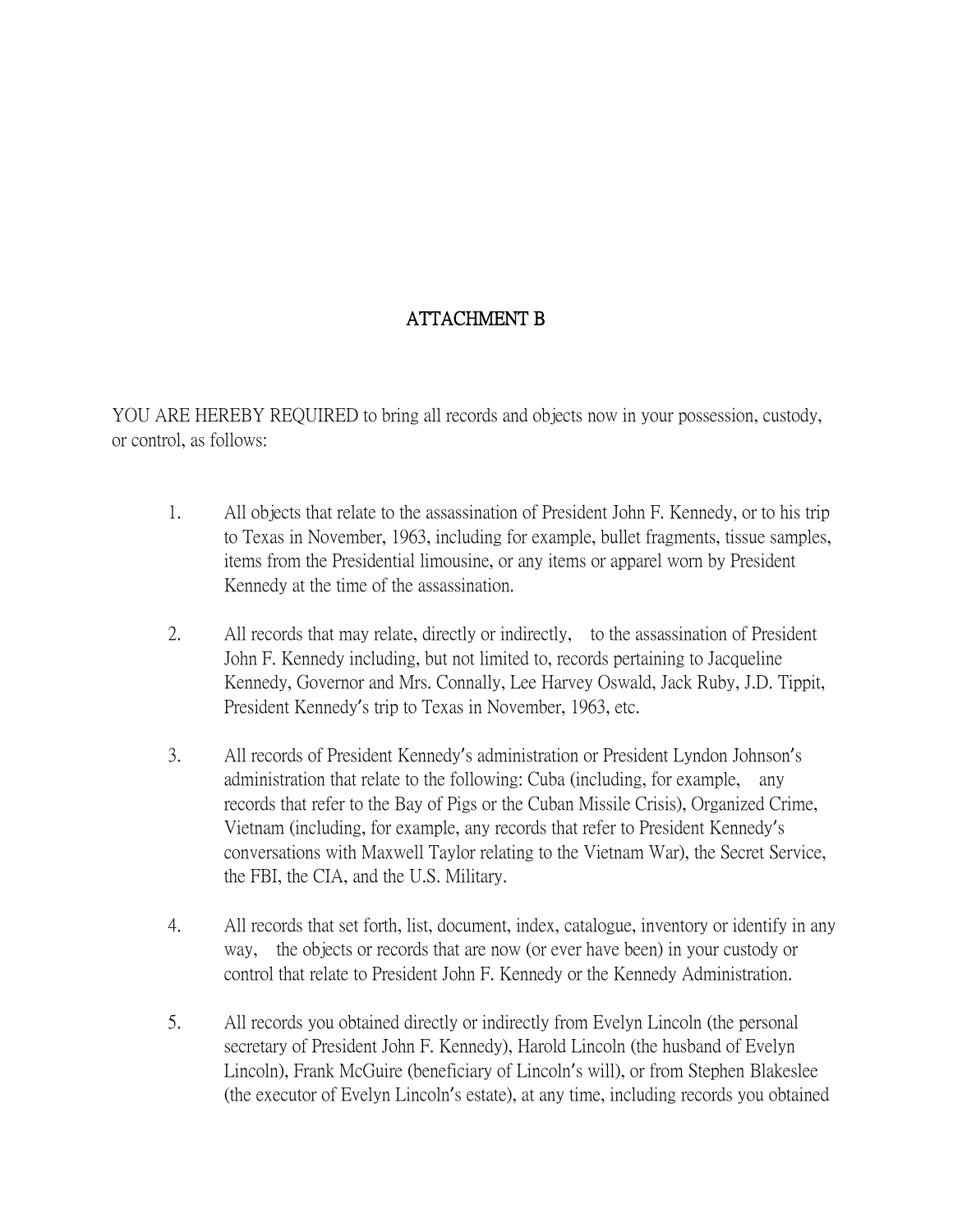# ATTACHMENT B

YOU ARE HEREBY REQUIRED to bring all records and objects now in your possession, custody, or control, as follows:

1. All objects that relate to the assassination of President John F. Kennedy, or to his trip to Texas in November, 1963, including for example, bullet fragments, tissue samples, items from the Presidential limousine, or any items or apparel worn by President Kennedy at the time of the assassination.

2. All records that may relate, directly or indirectly, to the assassination of President John F. Kennedy including, but not limited to, records pertaining to Jacqueline Kennedy, Governor and Mrs. Connally, Lee Harvey Oswald, Jack Ruby, J.D. Tippit, President Kennedy's trip to Texas in November, 1963, etc.

3. All records of President Kennedy's administration or President Lyndon Johnson's administration that relate to the following: Cuba (including, for example, any records that refer to the Bay of Pigs or the Cuban Missile Crisis), Organized Crime, Vietnam (including, for example, any records that refer to President Kennedy's conversations with Maxwell Taylor relating to the Vietnam War), the Secret Service, the FBI, the CIA, and the U.S. Military.

4. All records that set forth, list, document, index, catalogue, inventory or identify in any way, the objects or records that are now (or ever have been) in your custody or control that relate to President John F. Kennedy or the Kennedy Administration.

5. All records you obtained directly or indirectly from Evelyn Lincoln (the personal secretary of President John F. Kennedy), Harold Lincoln (the husband of Evelyn Lincoln), Frank McGuire (beneficiary of Lincoln's will), or from Stephen Blakeslee (the executor of Evelyn Lincoln's estate), at any time, including records you obtained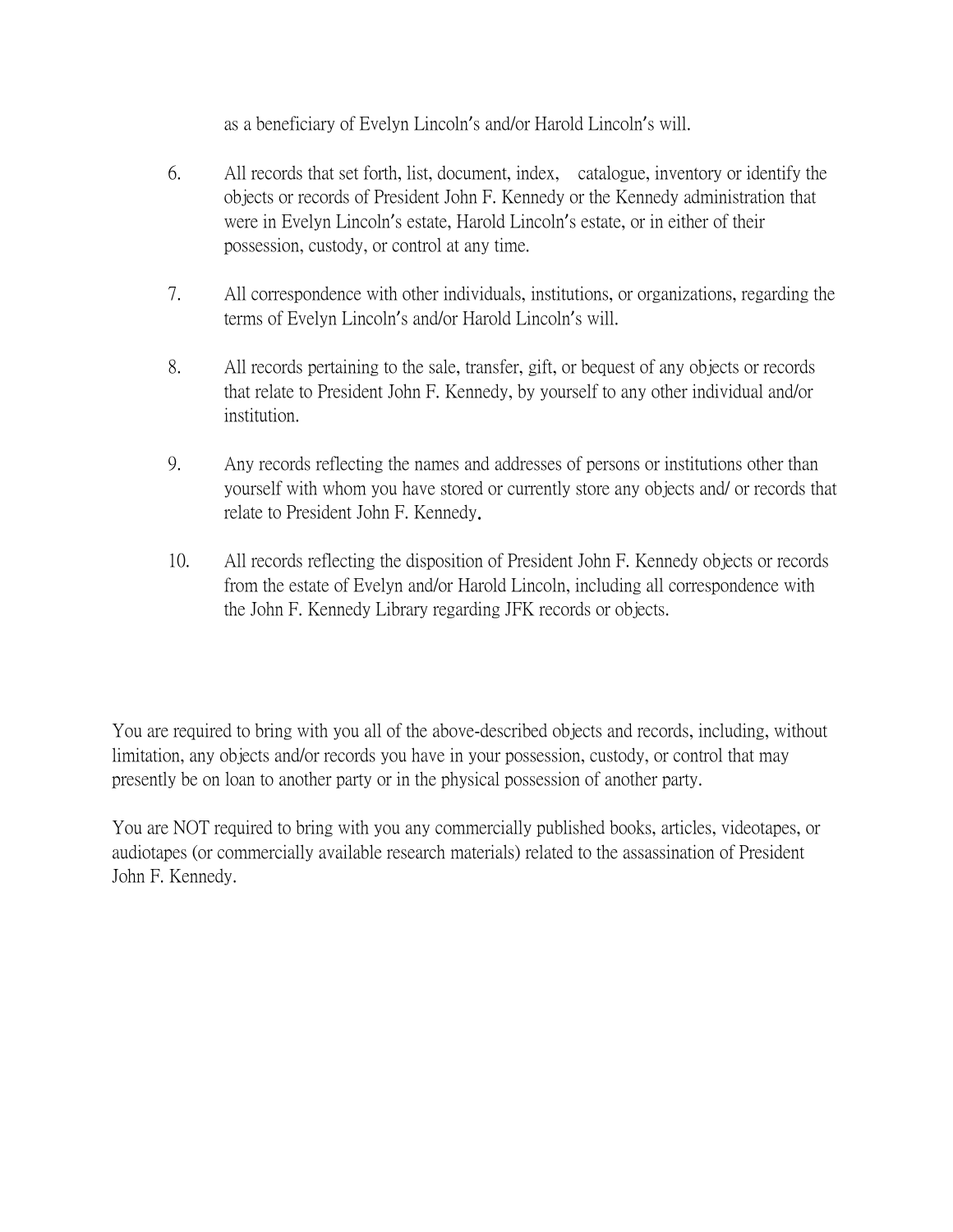as a beneficiary of Evelyn Lincoln's and/or Harold Lincoln's will.

6. All records that set forth, list, document, index, catalogue, inventory or identify the objects or records of President John F. Kennedy or the Kennedy administration that were in Evelyn Lincoln's estate, Harold Lincoln's estate, or in either of their possession, custody, or control at any time.

7. All correspondence with other individuals, institutions, or organizations, regarding the terms of Evelyn Lincoln's and/or Harold Lincoln's will.

8. All records pertaining to the sale, transfer, gift, or bequest of any objects or records that relate to President John F. Kennedy, by yourself to any other individual and/or institution.

9. Any records reflecting the names and addresses of persons or institutions other than yourself with whom you have stored or currently store any objects and/ or records that relate to President John F. Kennedy.

10. All records reflecting the disposition of President John F. Kennedy objects or records from the estate of Evelyn and/or Harold Lincoln, including all correspondence with the John F. Kennedy Library regarding JFK records or objects.

You are required to bring with you all of the above-described objects and records, including, without limitation, any objects and/or records you have in your possession, custody, or control that may presently be on loan to another party or in the physical possession of another party.

You are NOT required to bring with you any commercially published books, articles, videotapes, or audiotapes (or commercially available research materials) related to the assassination of President John F. Kennedy.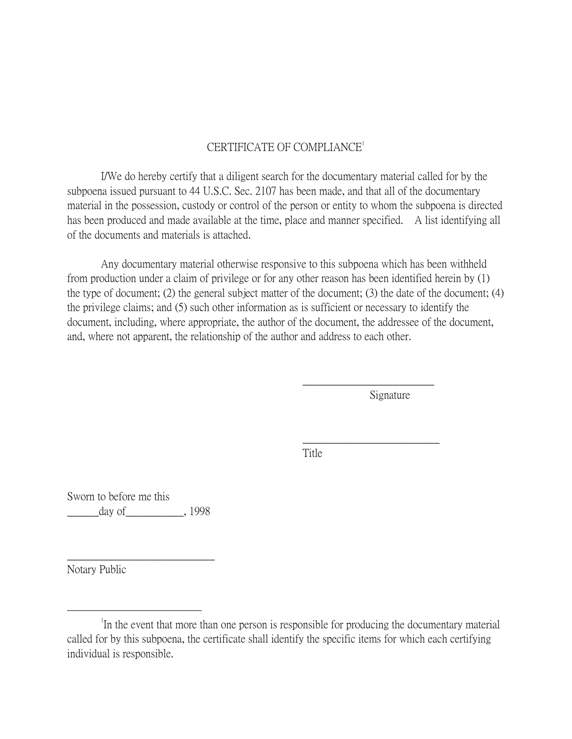# CERTIFICATE OF COMPLIANCE[1]

I/We do hereby certify that a diligent search for the documentary material called for by the subpoena issued pursuant to 44 U.S.C. Sec. 2107 has been made, and that all of the documentary material in the possession, custody or control of the person or entity to whom the subpoena is directed has been produced and made available at the time, place and manner specified. A list identifying all of the documents and materials is attached.

Any documentary material otherwise responsive to this subpoena which has been withheld from production under a claim of privilege or for any other reason has been identified herein by (1) the type of document; (2) the general subject matter of the document; (3) the date of the document; (4) the privilege claims; and (5) such other information as is sufficient or necessary to identify the document, including, where appropriate, the author of the document, the addressee of the document, and, where not apparent, the relationship of the author and address to each other.

\_\_\_\_\_\_\_\_\_\_\_\_\_\_\_\_\_\_\_\_\_\_\_\_\_\_
Signature

\_\_\_\_\_\_\_\_\_\_\_\_\_\_\_\_\_\_\_\_\_\_\_\_\_\_\_
Title

Sworn to before me this
\_\_\_\_\_\_day of\_\_\_\_\_\_\_\_\_\_\_, 1998

\_\_\_\_\_\_\_\_\_\_\_\_\_\_\_\_\_\_\_\_\_\_\_\_\_\_\_\_\_
Notary Public

---

[1] In the event that more than one person is responsible for producing the documentary material called for by this subpoena, the certificate shall identify the specific items for which each certifying individual is responsible.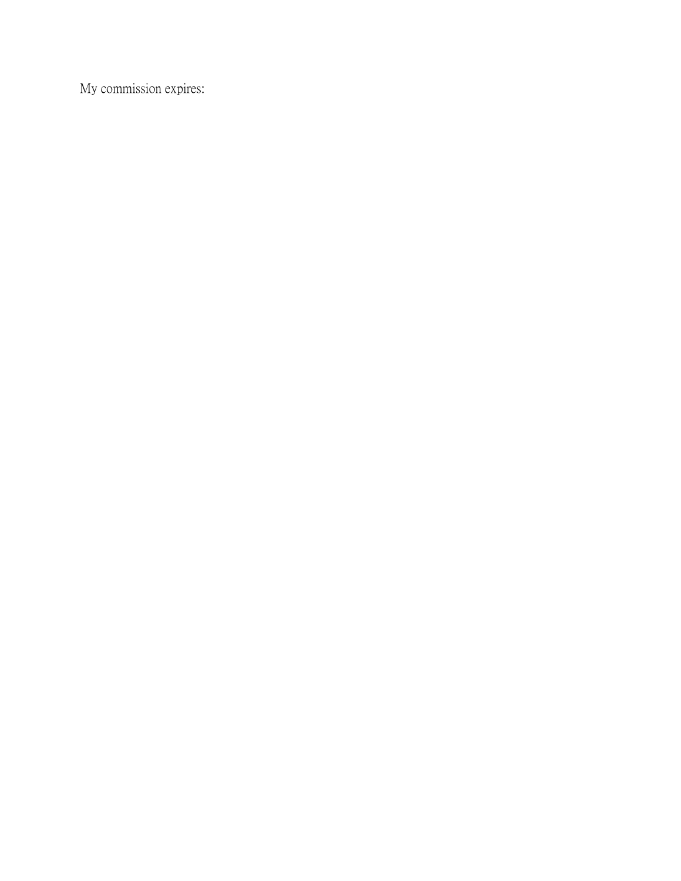My commission expires: